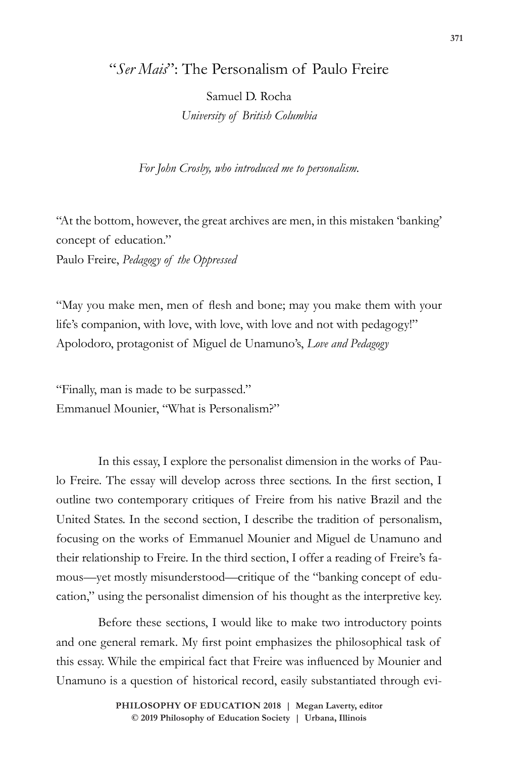# "*Ser Mais*": The Personalism of Paulo Freire

Samuel D. Rocha
*University of British Columbia*

*For John Crosby, who introduced me to personalism.*

"At the bottom, however, the great archives are men, in this mistaken 'banking' concept of education."
Paulo Freire, *Pedagogy of the Oppressed*

"May you make men, men of flesh and bone; may you make them with your life's companion, with love, with love, with love and not with pedagogy!"
Apolodoro, protagonist of Miguel de Unamuno's, *Love and Pedagogy*

"Finally, man is made to be surpassed."
Emmanuel Mounier, "What is Personalism?"

In this essay, I explore the personalist dimension in the works of Paulo Freire. The essay will develop across three sections. In the first section, I outline two contemporary critiques of Freire from his native Brazil and the United States. In the second section, I describe the tradition of personalism, focusing on the works of Emmanuel Mounier and Miguel de Unamuno and their relationship to Freire. In the third section, I offer a reading of Freire's famous—yet mostly misunderstood—critique of the "banking concept of education," using the personalist dimension of his thought as the interpretive key.

Before these sections, I would like to make two introductory points and one general remark. My first point emphasizes the philosophical task of this essay. While the empirical fact that Freire was influenced by Mounier and Unamuno is a question of historical record, easily substantiated through evi-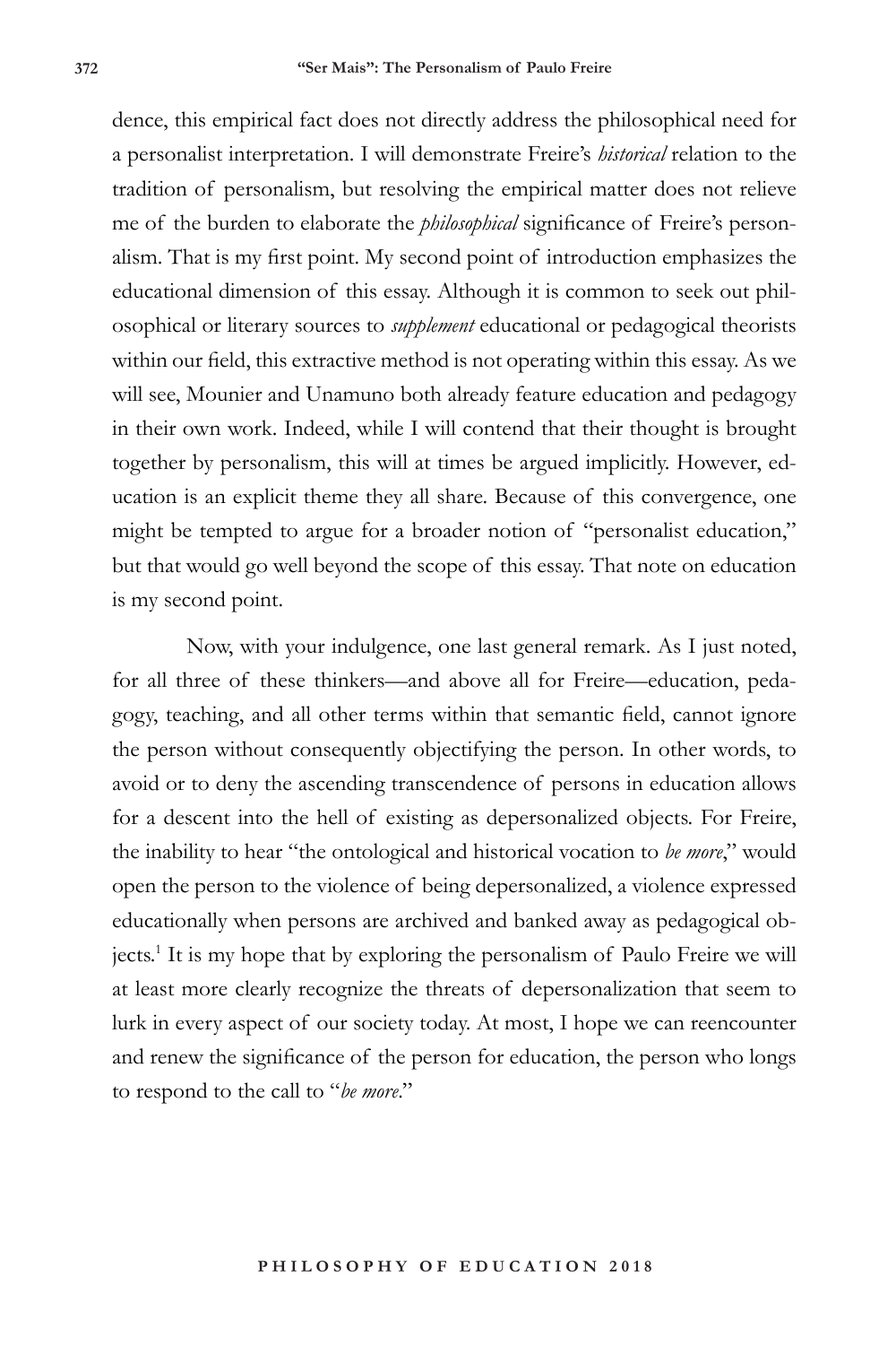dence, this empirical fact does not directly address the philosophical need for a personalist interpretation. I will demonstrate Freire's *historical* relation to the tradition of personalism, but resolving the empirical matter does not relieve me of the burden to elaborate the *philosophical* significance of Freire's personalism. That is my first point. My second point of introduction emphasizes the educational dimension of this essay. Although it is common to seek out philosophical or literary sources to *supplement* educational or pedagogical theorists within our field, this extractive method is not operating within this essay. As we will see, Mounier and Unamuno both already feature education and pedagogy in their own work. Indeed, while I will contend that their thought is brought together by personalism, this will at times be argued implicitly. However, education is an explicit theme they all share. Because of this convergence, one might be tempted to argue for a broader notion of "personalist education," but that would go well beyond the scope of this essay. That note on education is my second point.

Now, with your indulgence, one last general remark. As I just noted, for all three of these thinkers—and above all for Freire—education, pedagogy, teaching, and all other terms within that semantic field, cannot ignore the person without consequently objectifying the person. In other words, to avoid or to deny the ascending transcendence of persons in education allows for a descent into the hell of existing as depersonalized objects. For Freire, the inability to hear "the ontological and historical vocation to *be more*," would open the person to the violence of being depersonalized, a violence expressed educationally when persons are archived and banked away as pedagogical objects.[1] It is my hope that by exploring the personalism of Paulo Freire we will at least more clearly recognize the threats of depersonalization that seem to lurk in every aspect of our society today. At most, I hope we can reencounter and renew the significance of the person for education, the person who longs to respond to the call to "*be more*."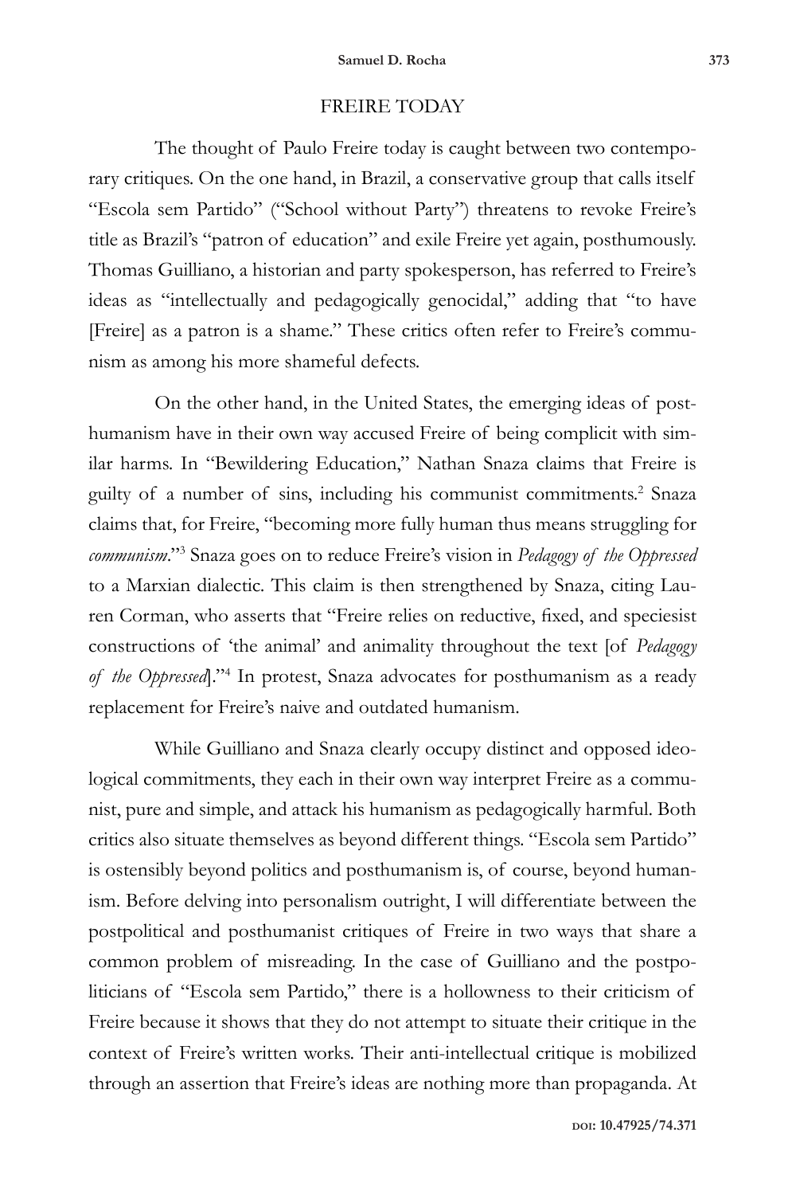## FREIRE TODAY

The thought of Paulo Freire today is caught between two contemporary critiques. On the one hand, in Brazil, a conservative group that calls itself "Escola sem Partido" ("School without Party") threatens to revoke Freire's title as Brazil's "patron of education" and exile Freire yet again, posthumously. Thomas Guilliano, a historian and party spokesperson, has referred to Freire's ideas as "intellectually and pedagogically genocidal," adding that "to have [Freire] as a patron is a shame." These critics often refer to Freire's communism as among his more shameful defects.

On the other hand, in the United States, the emerging ideas of posthumanism have in their own way accused Freire of being complicit with similar harms. In "Bewildering Education," Nathan Snaza claims that Freire is guilty of a number of sins, including his communist commitments.[2] Snaza claims that, for Freire, "becoming more fully human thus means struggling for *communism*."[3] Snaza goes on to reduce Freire's vision in *Pedagogy of the Oppressed* to a Marxian dialectic. This claim is then strengthened by Snaza, citing Lauren Corman, who asserts that "Freire relies on reductive, fixed, and speciesist constructions of 'the animal' and animality throughout the text [of *Pedagogy of the Oppressed*]."[4] In protest, Snaza advocates for posthumanism as a ready replacement for Freire's naive and outdated humanism.

While Guilliano and Snaza clearly occupy distinct and opposed ideological commitments, they each in their own way interpret Freire as a communist, pure and simple, and attack his humanism as pedagogically harmful. Both critics also situate themselves as beyond different things. "Escola sem Partido" is ostensibly beyond politics and posthumanism is, of course, beyond humanism. Before delving into personalism outright, I will differentiate between the postpolitical and posthumanist critiques of Freire in two ways that share a common problem of misreading. In the case of Guilliano and the postpoliticians of "Escola sem Partido," there is a hollowness to their criticism of Freire because it shows that they do not attempt to situate their critique in the context of Freire's written works. Their anti-intellectual critique is mobilized through an assertion that Freire's ideas are nothing more than propaganda. At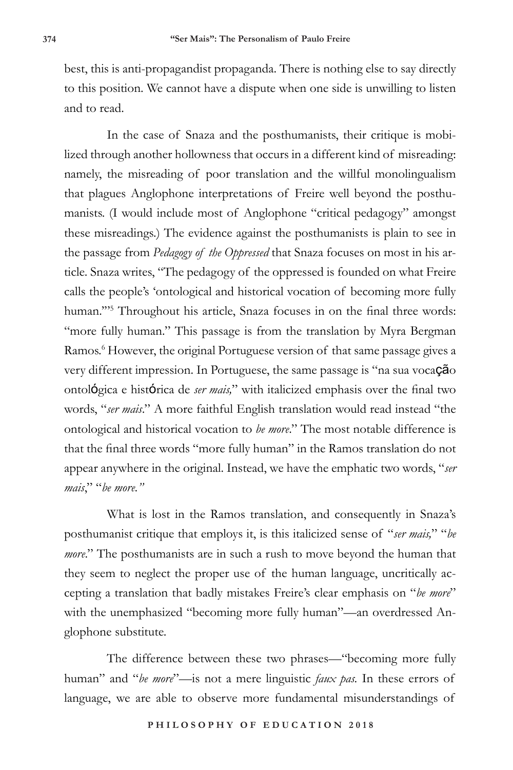best, this is anti-propagandist propaganda. There is nothing else to say directly to this position. We cannot have a dispute when one side is unwilling to listen and to read.

In the case of Snaza and the posthumanists, their critique is mobilized through another hollowness that occurs in a different kind of misreading: namely, the misreading of poor translation and the willful monolingualism that plagues Anglophone interpretations of Freire well beyond the posthumanists. (I would include most of Anglophone "critical pedagogy" amongst these misreadings.) The evidence against the posthumanists is plain to see in the passage from *Pedagogy of the Oppressed* that Snaza focuses on most in his article. Snaza writes, "The pedagogy of the oppressed is founded on what Freire calls the people's 'ontological and historical vocation of becoming more fully human.'"[5] Throughout his article, Snaza focuses in on the final three words: "more fully human." This passage is from the translation by Myra Bergman Ramos.[6] However, the original Portuguese version of that same passage gives a very different impression. In Portuguese, the same passage is "na sua vocação ontológica e histórica de *ser mais,*" with italicized emphasis over the final two words, "*ser mais*." A more faithful English translation would read instead "the ontological and historical vocation to *be more*." The most notable difference is that the final three words "more fully human" in the Ramos translation do not appear anywhere in the original. Instead, we have the emphatic two words, "*ser mais*," "*be more.*"

What is lost in the Ramos translation, and consequently in Snaza's posthumanist critique that employs it, is this italicized sense of "*ser mais,*" "*be more*." The posthumanists are in such a rush to move beyond the human that they seem to neglect the proper use of the human language, uncritically accepting a translation that badly mistakes Freire's clear emphasis on "*be more*" with the unemphasized "becoming more fully human"—an overdressed Anglophone substitute.

The difference between these two phrases—"becoming more fully human" and "*be more*"—is not a mere linguistic *faux pas.* In these errors of language, we are able to observe more fundamental misunderstandings of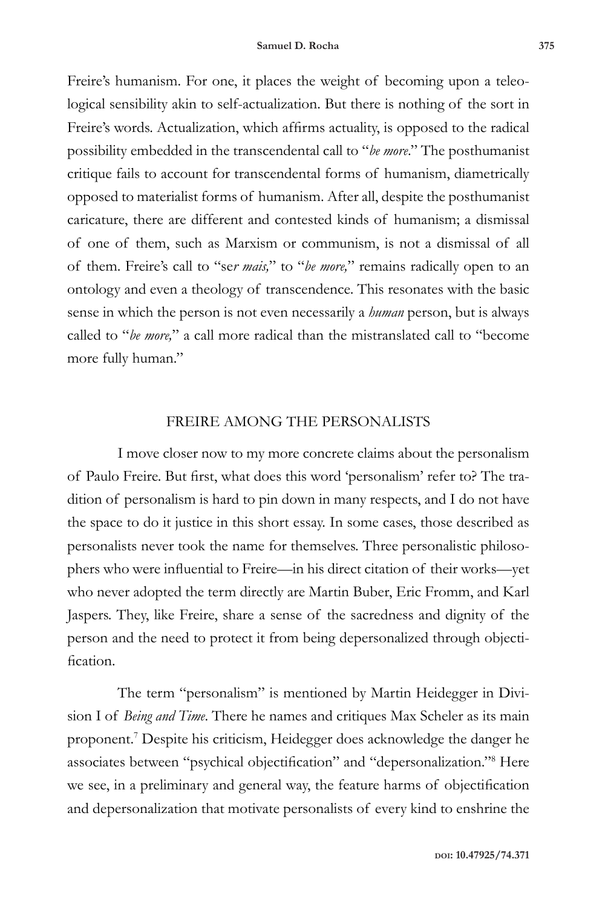Freire's humanism. For one, it places the weight of becoming upon a teleological sensibility akin to self-actualization. But there is nothing of the sort in Freire's words. Actualization, which affirms actuality, is opposed to the radical possibility embedded in the transcendental call to "*be more*." The posthumanist critique fails to account for transcendental forms of humanism, diametrically opposed to materialist forms of humanism. After all, despite the posthumanist caricature, there are different and contested kinds of humanism; a dismissal of one of them, such as Marxism or communism, is not a dismissal of all of them. Freire's call to "se*r mais,*" to "*be more,*" remains radically open to an ontology and even a theology of transcendence. This resonates with the basic sense in which the person is not even necessarily a *human* person, but is always called to "*be more,*" a call more radical than the mistranslated call to "become more fully human."

## FREIRE AMONG THE PERSONALISTS

I move closer now to my more concrete claims about the personalism of Paulo Freire. But first, what does this word 'personalism' refer to? The tradition of personalism is hard to pin down in many respects, and I do not have the space to do it justice in this short essay. In some cases, those described as personalists never took the name for themselves. Three personalistic philosophers who were influential to Freire—in his direct citation of their works—yet who never adopted the term directly are Martin Buber, Eric Fromm, and Karl Jaspers. They, like Freire, share a sense of the sacredness and dignity of the person and the need to protect it from being depersonalized through objectification.

The term "personalism" is mentioned by Martin Heidegger in Division I of *Being and Time*. There he names and critiques Max Scheler as its main proponent.[7] Despite his criticism, Heidegger does acknowledge the danger he associates between "psychical objectification" and "depersonalization."[8] Here we see, in a preliminary and general way, the feature harms of objectification and depersonalization that motivate personalists of every kind to enshrine the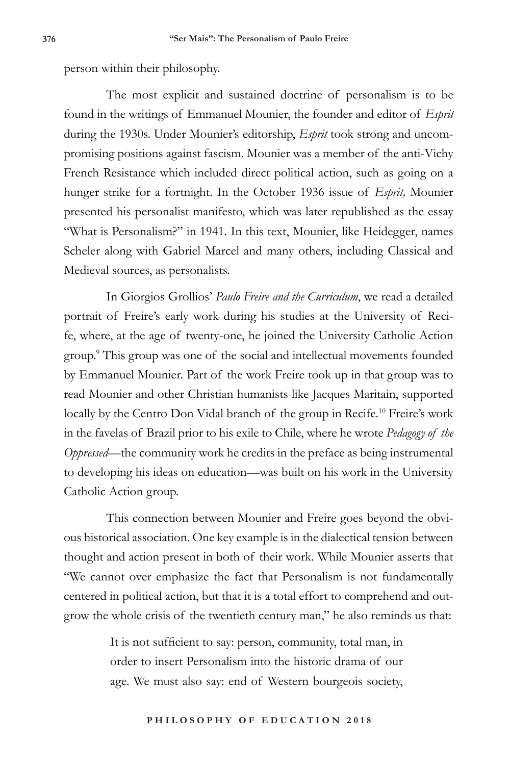person within their philosophy.

The most explicit and sustained doctrine of personalism is to be found in the writings of Emmanuel Mounier, the founder and editor of *Esprit* during the 1930s. Under Mounier's editorship, *Esprit* took strong and uncompromising positions against fascism. Mounier was a member of the anti-Vichy French Resistance which included direct political action, such as going on a hunger strike for a fortnight. In the October 1936 issue of *Esprit,* Mounier presented his personalist manifesto, which was later republished as the essay "What is Personalism?" in 1941. In this text, Mounier, like Heidegger, names Scheler along with Gabriel Marcel and many others, including Classical and Medieval sources, as personalists.

In Giorgios Grollios' *Paulo Freire and the Curriculum*, we read a detailed portrait of Freire's early work during his studies at the University of Recife, where, at the age of twenty-one, he joined the University Catholic Action group.[9] This group was one of the social and intellectual movements founded by Emmanuel Mounier. Part of the work Freire took up in that group was to read Mounier and other Christian humanists like Jacques Maritain, supported locally by the Centro Don Vidal branch of the group in Recife.[10] Freire's work in the favelas of Brazil prior to his exile to Chile, where he wrote *Pedagogy of the Oppressed*—the community work he credits in the preface as being instrumental to developing his ideas on education—was built on his work in the University Catholic Action group.

This connection between Mounier and Freire goes beyond the obvious historical association. One key example is in the dialectical tension between thought and action present in both of their work. While Mounier asserts that "We cannot over emphasize the fact that Personalism is not fundamentally centered in political action, but that it is a total effort to comprehend and outgrow the whole crisis of the twentieth century man," he also reminds us that:

> It is not sufficient to say: person, community, total man, in order to insert Personalism into the historic drama of our age. We must also say: end of Western bourgeois society,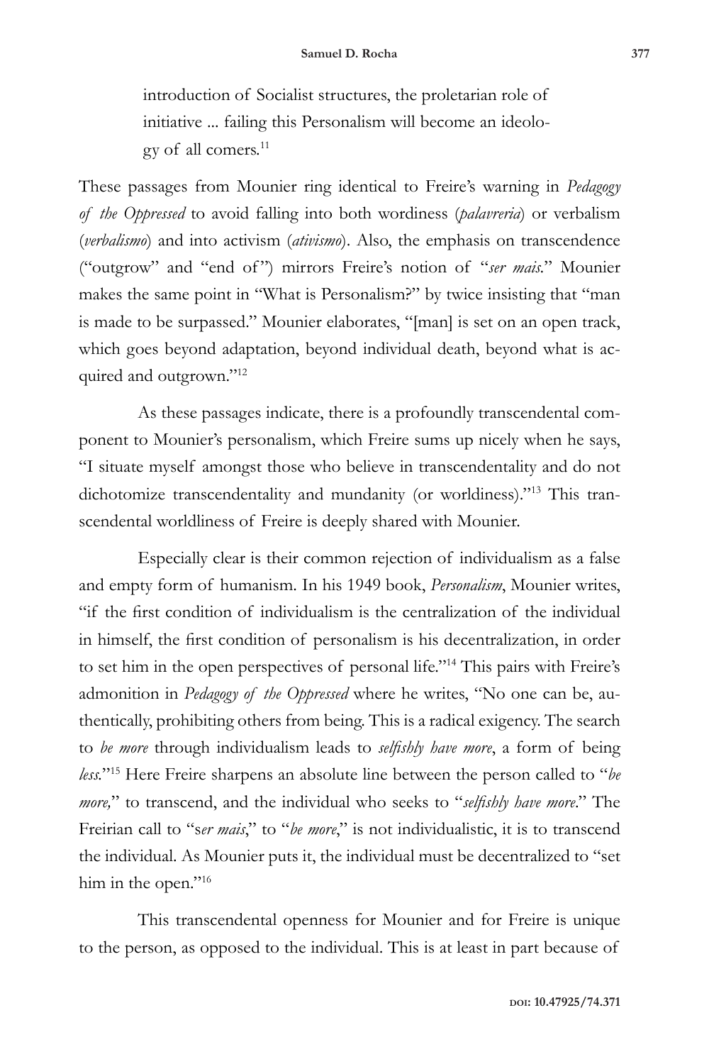> introduction of Socialist structures, the proletarian role of initiative ... failing this Personalism will become an ideology of all comers.[11]

These passages from Mounier ring identical to Freire's warning in *Pedagogy of the Oppressed* to avoid falling into both wordiness (*palavreria*) or verbalism (*verbalismo*) and into activism (*ativismo*). Also, the emphasis on transcendence ("outgrow" and "end of") mirrors Freire's notion of "*ser mais*." Mounier makes the same point in "What is Personalism?" by twice insisting that "man is made to be surpassed." Mounier elaborates, "[man] is set on an open track, which goes beyond adaptation, beyond individual death, beyond what is acquired and outgrown."[12]

As these passages indicate, there is a profoundly transcendental component to Mounier's personalism, which Freire sums up nicely when he says, "I situate myself amongst those who believe in transcendentality and do not dichotomize transcendentality and mundanity (or worldiness)."[13] This transcendental worldliness of Freire is deeply shared with Mounier.

Especially clear is their common rejection of individualism as a false and empty form of humanism. In his 1949 book, *Personalism*, Mounier writes, "if the first condition of individualism is the centralization of the individual in himself, the first condition of personalism is his decentralization, in order to set him in the open perspectives of personal life."[14] This pairs with Freire's admonition in *Pedagogy of the Oppressed* where he writes, "No one can be, authentically, prohibiting others from being. This is a radical exigency. The search to *be more* through individualism leads to *selfishly have more*, a form of being *less.*"[15] Here Freire sharpens an absolute line between the person called to "*be more,*" to transcend, and the individual who seeks to "*selfishly have more*." The Freirian call to "s*er mais*," to "*be more*," is not individualistic, it is to transcend the individual. As Mounier puts it, the individual must be decentralized to "set him in the open."[16]

This transcendental openness for Mounier and for Freire is unique to the person, as opposed to the individual. This is at least in part because of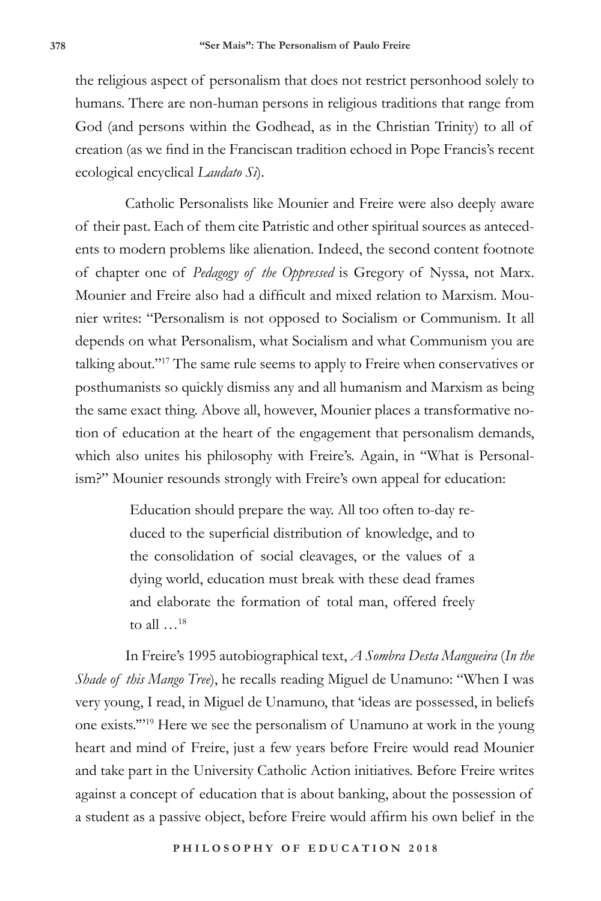the religious aspect of personalism that does not restrict personhood solely to humans. There are non-human persons in religious traditions that range from God (and persons within the Godhead, as in the Christian Trinity) to all of creation (as we find in the Franciscan tradition echoed in Pope Francis's recent ecological encyclical *Laudato Si*).

Catholic Personalists like Mounier and Freire were also deeply aware of their past. Each of them cite Patristic and other spiritual sources as antecedents to modern problems like alienation. Indeed, the second content footnote of chapter one of *Pedagogy of the Oppressed* is Gregory of Nyssa, not Marx. Mounier and Freire also had a difficult and mixed relation to Marxism. Mounier writes: "Personalism is not opposed to Socialism or Communism. It all depends on what Personalism, what Socialism and what Communism you are talking about."[17] The same rule seems to apply to Freire when conservatives or posthumanists so quickly dismiss any and all humanism and Marxism as being the same exact thing. Above all, however, Mounier places a transformative notion of education at the heart of the engagement that personalism demands, which also unites his philosophy with Freire's. Again, in "What is Personalism?" Mounier resounds strongly with Freire's own appeal for education:

> Education should prepare the way. All too often to-day reduced to the superficial distribution of knowledge, and to the consolidation of social cleavages, or the values of a dying world, education must break with these dead frames and elaborate the formation of total man, offered freely to all …[18]

In Freire's 1995 autobiographical text, *A Sombra Desta Mangueira* (*In the Shade of this Mango Tree*), he recalls reading Miguel de Unamuno: "When I was very young, I read, in Miguel de Unamuno, that 'ideas are possessed, in beliefs one exists.'"[19] Here we see the personalism of Unamuno at work in the young heart and mind of Freire, just a few years before Freire would read Mounier and take part in the University Catholic Action initiatives. Before Freire writes against a concept of education that is about banking, about the possession of a student as a passive object, before Freire would affirm his own belief in the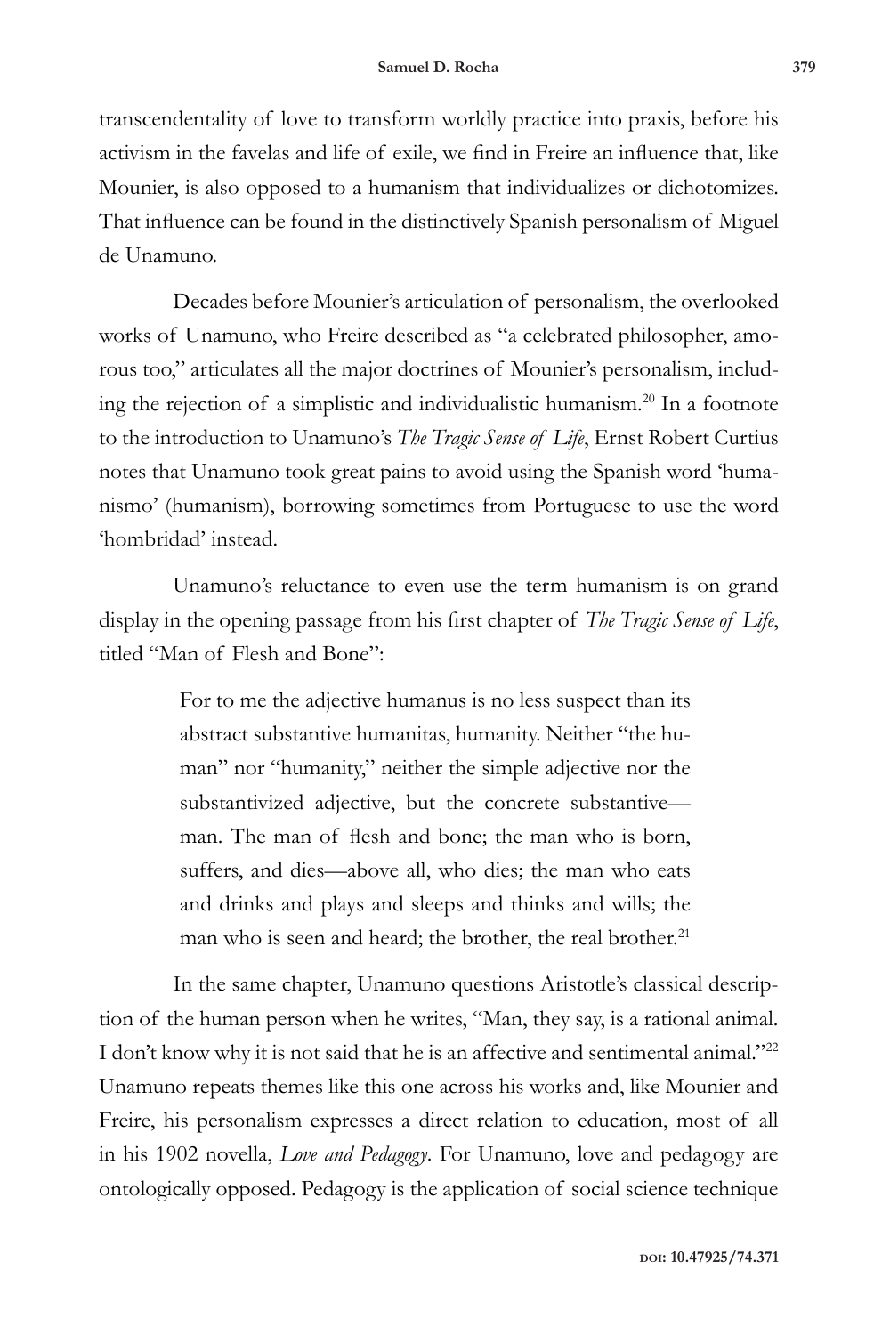transcendentality of love to transform worldly practice into praxis, before his activism in the favelas and life of exile, we find in Freire an influence that, like Mounier, is also opposed to a humanism that individualizes or dichotomizes. That influence can be found in the distinctively Spanish personalism of Miguel de Unamuno.

Decades before Mounier's articulation of personalism, the overlooked works of Unamuno, who Freire described as "a celebrated philosopher, amorous too," articulates all the major doctrines of Mounier's personalism, including the rejection of a simplistic and individualistic humanism.[20] In a footnote to the introduction to Unamuno's *The Tragic Sense of Life*, Ernst Robert Curtius notes that Unamuno took great pains to avoid using the Spanish word 'humanismo' (humanism), borrowing sometimes from Portuguese to use the word 'hombridad' instead.

Unamuno's reluctance to even use the term humanism is on grand display in the opening passage from his first chapter of *The Tragic Sense of Life*, titled "Man of Flesh and Bone":

> For to me the adjective humanus is no less suspect than its abstract substantive humanitas, humanity. Neither "the human" nor "humanity," neither the simple adjective nor the substantivized adjective, but the concrete substantive—man. The man of flesh and bone; the man who is born, suffers, and dies—above all, who dies; the man who eats and drinks and plays and sleeps and thinks and wills; the man who is seen and heard; the brother, the real brother.[21]

In the same chapter, Unamuno questions Aristotle's classical description of the human person when he writes, "Man, they say, is a rational animal. I don't know why it is not said that he is an affective and sentimental animal."[22] Unamuno repeats themes like this one across his works and, like Mounier and Freire, his personalism expresses a direct relation to education, most of all in his 1902 novella, *Love and Pedagogy*. For Unamuno, love and pedagogy are ontologically opposed. Pedagogy is the application of social science technique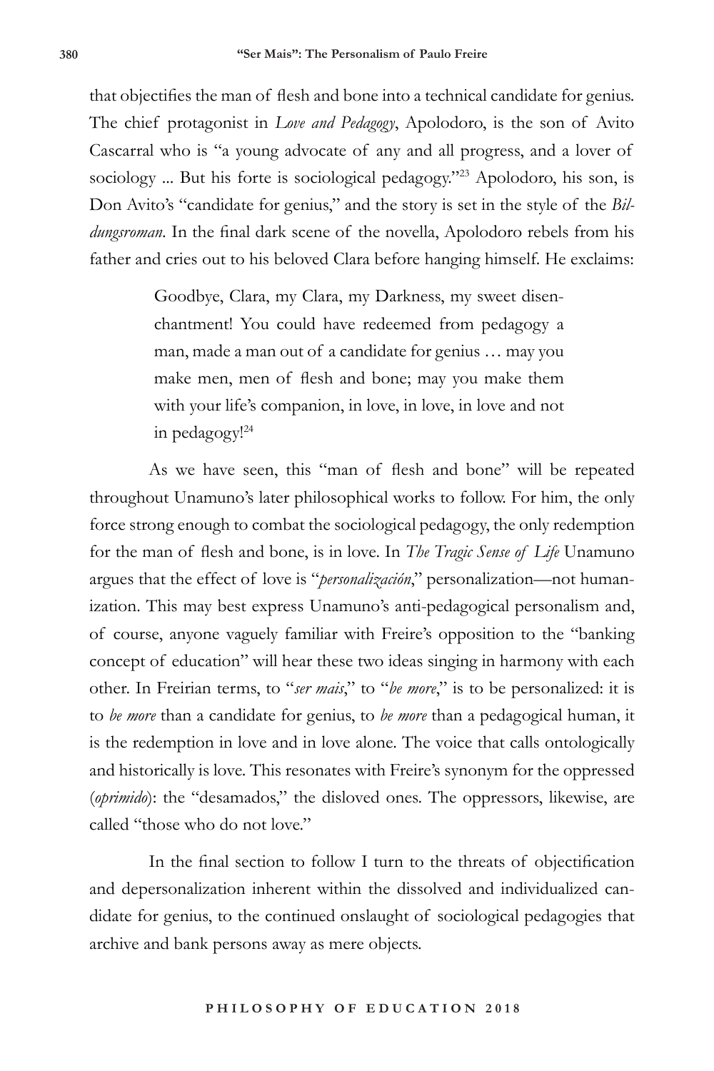that objectifies the man of flesh and bone into a technical candidate for genius. The chief protagonist in *Love and Pedagogy*, Apolodoro, is the son of Avito Cascarral who is "a young advocate of any and all progress, and a lover of sociology ... But his forte is sociological pedagogy."[23] Apolodoro, his son, is Don Avito's "candidate for genius," and the story is set in the style of the *Bildungsroman*. In the final dark scene of the novella, Apolodoro rebels from his father and cries out to his beloved Clara before hanging himself. He exclaims:

> Goodbye, Clara, my Clara, my Darkness, my sweet disenchantment! You could have redeemed from pedagogy a man, made a man out of a candidate for genius … may you make men, men of flesh and bone; may you make them with your life's companion, in love, in love, in love and not in pedagogy![24]

As we have seen, this "man of flesh and bone" will be repeated throughout Unamuno's later philosophical works to follow. For him, the only force strong enough to combat the sociological pedagogy, the only redemption for the man of flesh and bone, is in love. In *The Tragic Sense of Life* Unamuno argues that the effect of love is "*personalización*," personalization—not humanization. This may best express Unamuno's anti-pedagogical personalism and, of course, anyone vaguely familiar with Freire's opposition to the "banking concept of education" will hear these two ideas singing in harmony with each other. In Freirian terms, to "*ser mais*," to "*be more*," is to be personalized: it is to *be more* than a candidate for genius, to *be more* than a pedagogical human, it is the redemption in love and in love alone. The voice that calls ontologically and historically is love. This resonates with Freire's synonym for the oppressed (*oprimido*): the "desamados," the disloved ones. The oppressors, likewise, are called "those who do not love."

In the final section to follow I turn to the threats of objectification and depersonalization inherent within the dissolved and individualized candidate for genius, to the continued onslaught of sociological pedagogies that archive and bank persons away as mere objects.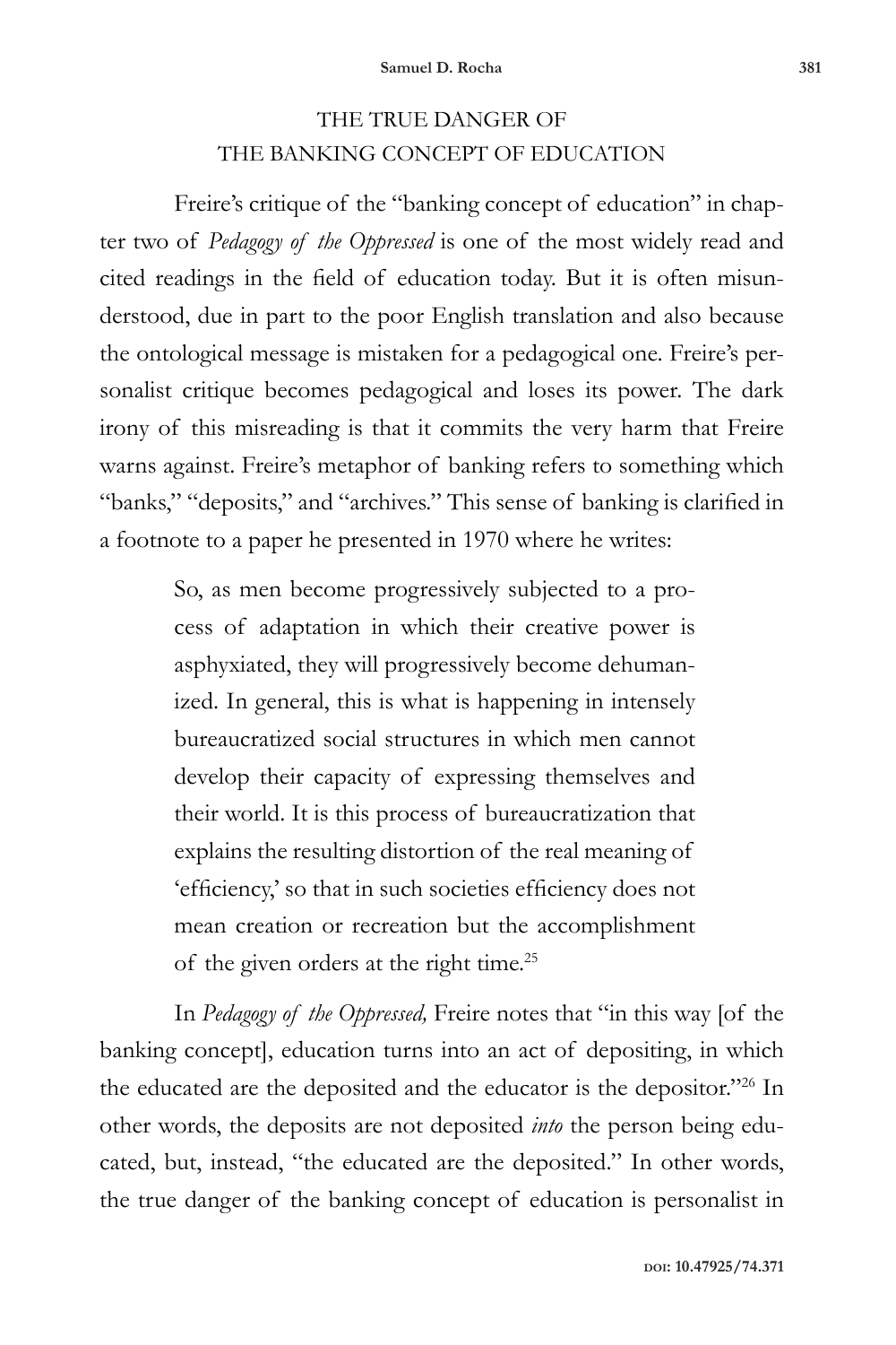## THE TRUE DANGER OF THE BANKING CONCEPT OF EDUCATION

Freire's critique of the "banking concept of education" in chapter two of *Pedagogy of the Oppressed* is one of the most widely read and cited readings in the field of education today. But it is often misunderstood, due in part to the poor English translation and also because the ontological message is mistaken for a pedagogical one. Freire's personalist critique becomes pedagogical and loses its power. The dark irony of this misreading is that it commits the very harm that Freire warns against. Freire's metaphor of banking refers to something which "banks," "deposits," and "archives." This sense of banking is clarified in a footnote to a paper he presented in 1970 where he writes:

> So, as men become progressively subjected to a process of adaptation in which their creative power is asphyxiated, they will progressively become dehumanized. In general, this is what is happening in intensely bureaucratized social structures in which men cannot develop their capacity of expressing themselves and their world. It is this process of bureaucratization that explains the resulting distortion of the real meaning of 'efficiency,' so that in such societies efficiency does not mean creation or recreation but the accomplishment of the given orders at the right time.[25]

In *Pedagogy of the Oppressed,* Freire notes that "in this way [of the banking concept], education turns into an act of depositing, in which the educated are the deposited and the educator is the depositor."[26] In other words, the deposits are not deposited *into* the person being educated, but, instead, "the educated are the deposited." In other words, the true danger of the banking concept of education is personalist in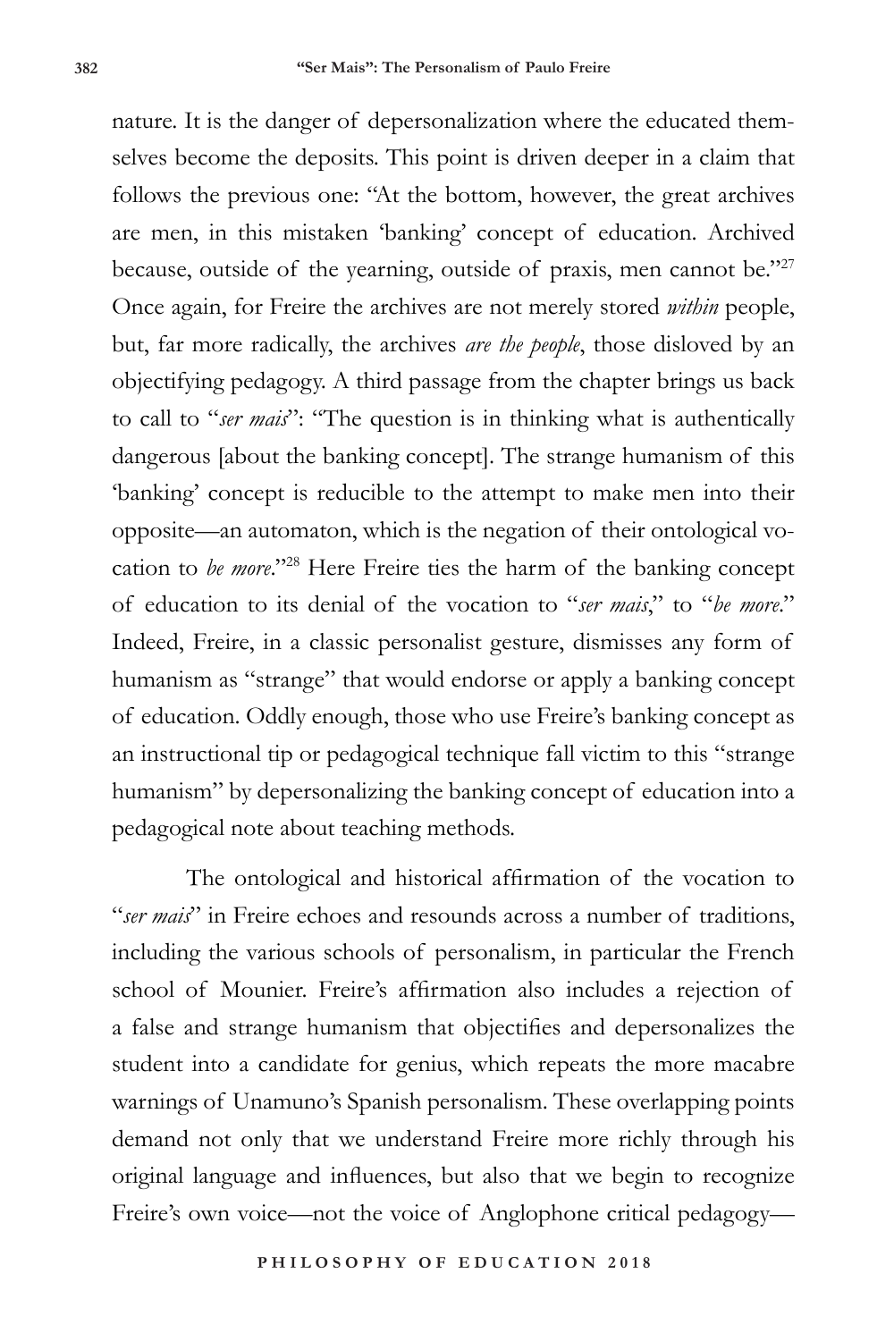nature. It is the danger of depersonalization where the educated themselves become the deposits. This point is driven deeper in a claim that follows the previous one: "At the bottom, however, the great archives are men, in this mistaken 'banking' concept of education. Archived because, outside of the yearning, outside of praxis, men cannot be."[27] Once again, for Freire the archives are not merely stored *within* people, but, far more radically, the archives *are the people*, those disloved by an objectifying pedagogy. A third passage from the chapter brings us back to call to "*ser mais*": "The question is in thinking what is authentically dangerous [about the banking concept]. The strange humanism of this 'banking' concept is reducible to the attempt to make men into their opposite—an automaton, which is the negation of their ontological vocation to *be more*."[28] Here Freire ties the harm of the banking concept of education to its denial of the vocation to "*ser mais*," to "*be more*." Indeed, Freire, in a classic personalist gesture, dismisses any form of humanism as "strange" that would endorse or apply a banking concept of education. Oddly enough, those who use Freire's banking concept as an instructional tip or pedagogical technique fall victim to this "strange humanism" by depersonalizing the banking concept of education into a pedagogical note about teaching methods.

The ontological and historical affirmation of the vocation to "*ser mais*" in Freire echoes and resounds across a number of traditions, including the various schools of personalism, in particular the French school of Mounier. Freire's affirmation also includes a rejection of a false and strange humanism that objectifies and depersonalizes the student into a candidate for genius, which repeats the more macabre warnings of Unamuno's Spanish personalism. These overlapping points demand not only that we understand Freire more richly through his original language and influences, but also that we begin to recognize Freire's own voice—not the voice of Anglophone critical pedagogy—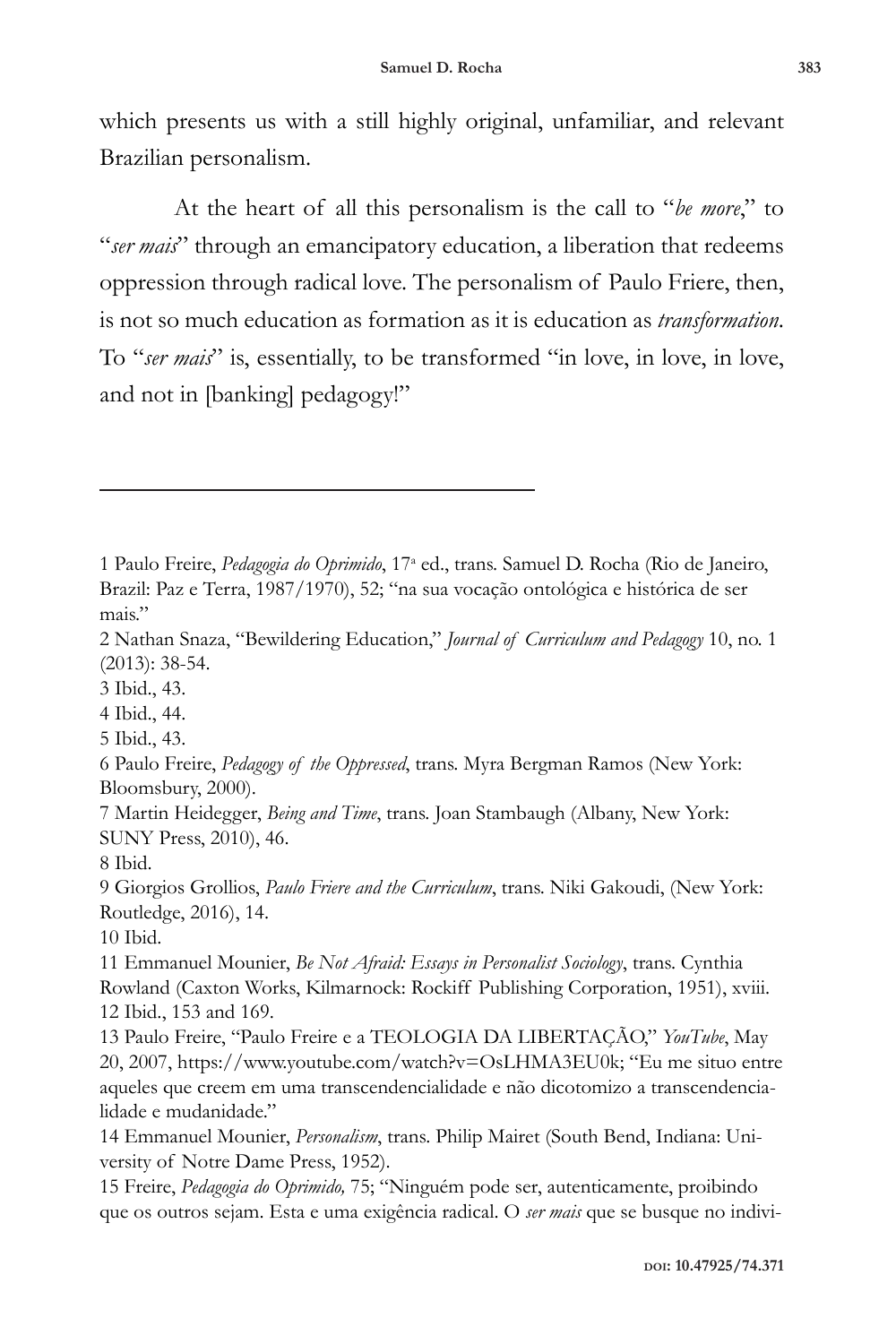which presents us with a still highly original, unfamiliar, and relevant Brazilian personalism.

At the heart of all this personalism is the call to "*be more*," to "*ser mais*" through an emancipatory education, a liberation that redeems oppression through radical love. The personalism of Paulo Friere, then, is not so much education as formation as it is education as *transformation*. To "*ser mais*" is, essentially, to be transformed "in love, in love, in love, and not in [banking] pedagogy!"

---

1 Paulo Freire, *Pedagogia do Oprimido*, 17[a] ed., trans. Samuel D. Rocha (Rio de Janeiro, Brazil: Paz e Terra, 1987/1970), 52; "na sua vocação ontológica e histórica de ser mais."

2 Nathan Snaza, "Bewildering Education," *Journal of Curriculum and Pedagogy* 10, no. 1 (2013): 38-54.

3 Ibid., 43.

4 Ibid., 44.

5 Ibid., 43.

6 Paulo Freire, *Pedagogy of the Oppressed*, trans. Myra Bergman Ramos (New York: Bloomsbury, 2000).

7 Martin Heidegger, *Being and Time*, trans. Joan Stambaugh (Albany, New York: SUNY Press, 2010), 46.

8 Ibid.

9 Giorgios Grollios, *Paulo Friere and the Curriculum*, trans. Niki Gakoudi, (New York: Routledge, 2016), 14.

10 Ibid.

11 Emmanuel Mounier, *Be Not Afraid: Essays in Personalist Sociology*, trans. Cynthia Rowland (Caxton Works, Kilmarnock: Rockiff Publishing Corporation, 1951), xviii.

12 Ibid., 153 and 169.

13 Paulo Freire, "Paulo Freire e a TEOLOGIA DA LIBERTAÇÃO," *YouTube*, May 20, 2007, https://www.youtube.com/watch?v=OsLHMA3EU0k; "Eu me situo entre aqueles que creem em uma transcendencialidade e não dicotomizo a transcendencialidade e mudanidade."

14 Emmanuel Mounier, *Personalism*, trans. Philip Mairet (South Bend, Indiana: University of Notre Dame Press, 1952).

15 Freire, *Pedagogia do Oprimido,* 75; "Ninguém pode ser, autenticamente, proibindo que os outros sejam. Esta e uma exigência radical. O *ser mais* que se busque no indivi-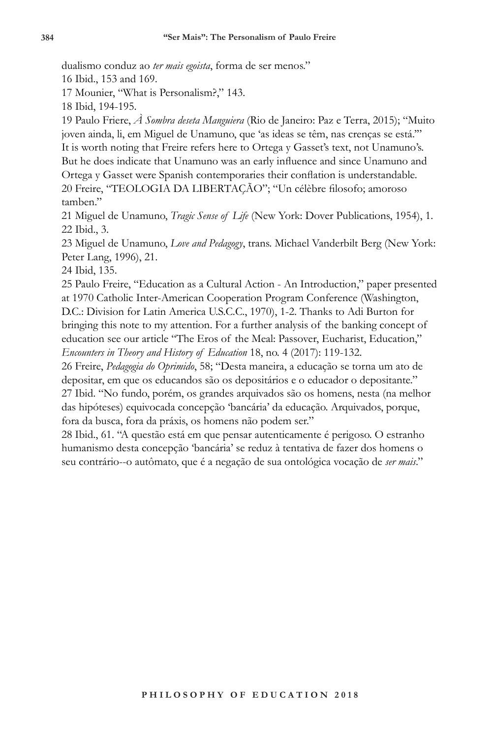dualismo conduz ao *ter mais egoista*, forma de ser menos."

16 Ibid., 153 and 169.

17 Mounier, "What is Personalism?," 143.

18 Ibid, 194-195.

19 Paulo Friere, *À Sombra deseta Manguiera* (Rio de Janeiro: Paz e Terra, 2015); "Muito joven ainda, li, em Miguel de Unamuno, que 'as ideas se têm, nas crenças se está.'" It is worth noting that Freire refers here to Ortega y Gasset's text, not Unamuno's. But he does indicate that Unamuno was an early influence and since Unamuno and Ortega y Gasset were Spanish contemporaries their conflation is understandable.

20 Freire, "TEOLOGIA DA LIBERTAÇÃO"; "Un célèbre filosofo; amoroso tamben."

21 Miguel de Unamuno, *Tragic Sense of Life* (New York: Dover Publications, 1954), 1.

22 Ibid., 3.

23 Miguel de Unamuno, *Love and Pedagogy*, trans. Michael Vanderbilt Berg (New York: Peter Lang, 1996), 21.

24 Ibid, 135.

25 Paulo Freire, "Education as a Cultural Action - An Introduction," paper presented at 1970 Catholic Inter-American Cooperation Program Conference (Washington, D.C.: Division for Latin America U.S.C.C., 1970), 1-2. Thanks to Adi Burton for bringing this note to my attention. For a further analysis of the banking concept of education see our article "The Eros of the Meal: Passover, Eucharist, Education," *Encounters in Theory and History of Education* 18, no. 4 (2017): 119-132.

26 Freire, *Pedagogia do Oprimido*, 58; "Desta maneira, a educação se torna um ato de depositar, em que os educandos são os depositários e o educador o depositante."

27 Ibid. "No fundo, porém, os grandes arquivados são os homens, nesta (na melhor das hipóteses) equivocada concepção 'bancária' da educação. Arquivados, porque, fora da busca, fora da práxis, os homens não podem ser."

28 Ibid., 61. "A questão está em que pensar autenticamente é perigoso. O estranho humanismo desta concepção 'bancária' se reduz à tentativa de fazer dos homens o seu contrário--o autômato, que é a negação de sua ontológica vocação de *ser mais*."